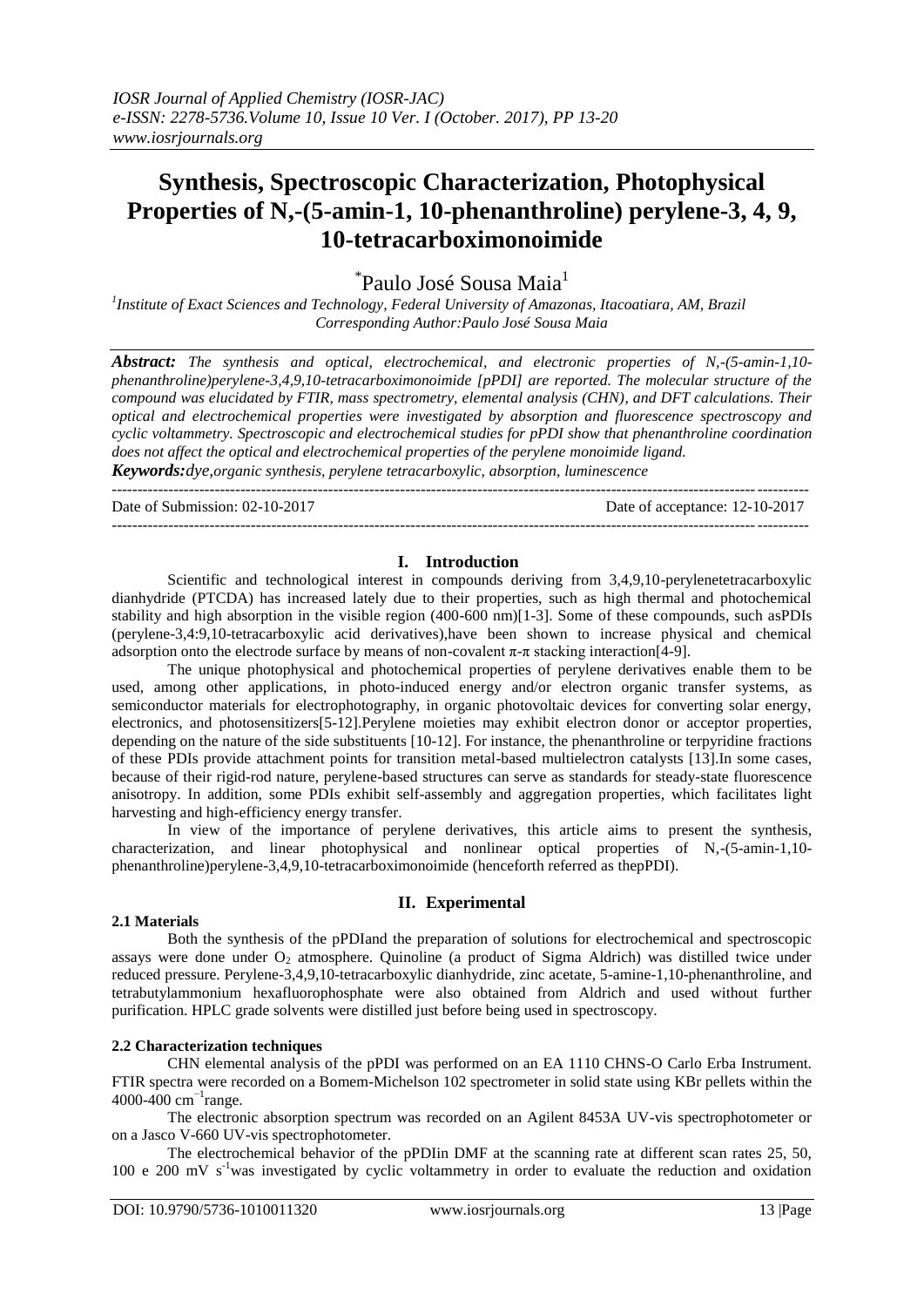# Synthesis, Spectroscopic Characterization, Photophysical Properties of N,-(5-amin-1, 10-phenanthroline) perylene-3, 4, 9, 10-tetracarboximonoimide

*Paulo José Sousa Maia[1]

[1]*Institute of Exact Sciences and Technology, Federal University of Amazonas, Itacoatiara, AM, Brazil*
*Corresponding Author:Paulo José Sousa Maia*

***Abstract:*** *The synthesis and optical, electrochemical, and electronic properties of N,-(5-amin-1,10-phenanthroline)perylene-3,4,9,10-tetracarboximonoimide [pPDI] are reported. The molecular structure of the compound was elucidated by FTIR, mass spectrometry, elemental analysis (CHN), and DFT calculations. Their optical and electrochemical properties were investigated by absorption and fluorescence spectroscopy and cyclic voltammetry. Spectroscopic and electrochemical studies for pPDI show that phenanthroline coordination does not affect the optical and electrochemical properties of the perylene monoimide ligand.*

***Keywords:****dye,organic synthesis, perylene tetracarboxylic, absorption, luminescence*

---

Date of Submission: 02-10-2017 Date of acceptance: 12-10-2017

---

## I. Introduction

Scientific and technological interest in compounds deriving from 3,4,9,10-perylenetetracarboxylic dianhydride (PTCDA) has increased lately due to their properties, such as high thermal and photochemical stability and high absorption in the visible region (400-600 nm)[1-3]. Some of these compounds, such asPDIs (perylene-3,4:9,10-tetracarboxylic acid derivatives),have been shown to increase physical and chemical adsorption onto the electrode surface by means of non-covalent π-π stacking interaction[4-9].

The unique photophysical and photochemical properties of perylene derivatives enable them to be used, among other applications, in photo-induced energy and/or electron organic transfer systems, as semiconductor materials for electrophotography, in organic photovoltaic devices for converting solar energy, electronics, and photosensitizers[5-12].Perylene moieties may exhibit electron donor or acceptor properties, depending on the nature of the side substituents [10-12]. For instance, the phenanthroline or terpyridine fractions of these PDIs provide attachment points for transition metal-based multielectron catalysts [13].In some cases, because of their rigid-rod nature, perylene-based structures can serve as standards for steady-state fluorescence anisotropy. In addition, some PDIs exhibit self-assembly and aggregation properties, which facilitates light harvesting and high-efficiency energy transfer.

In view of the importance of perylene derivatives, this article aims to present the synthesis, characterization, and linear photophysical and nonlinear optical properties of N,-(5-amin-1,10-phenanthroline)perylene-3,4,9,10-tetracarboximonoimide (henceforth referred as thepPDI).

## II. Experimental

### 2.1 Materials

Both the synthesis of the pPDIand the preparation of solutions for electrochemical and spectroscopic assays were done under $O_2$ atmosphere. Quinoline (a product of Sigma Aldrich) was distilled twice under reduced pressure. Perylene-3,4,9,10-tetracarboxylic dianhydride, zinc acetate, 5-amine-1,10-phenanthroline, and tetrabutylammonium hexafluorophosphate were also obtained from Aldrich and used without further purification. HPLC grade solvents were distilled just before being used in spectroscopy.

### 2.2 Characterization techniques

CHN elemental analysis of the pPDI was performed on an EA 1110 CHNS-O Carlo Erba Instrument. FTIR spectra were recorded on a Bomem-Michelson 102 spectrometer in solid state using KBr pellets within the 4000-400 $cm^{-1}$range.

The electronic absorption spectrum was recorded on an Agilent 8453A UV-vis spectrophotometer or on a Jasco V-660 UV-vis spectrophotometer.

The electrochemical behavior of the pPDIin DMF at the scanning rate at different scan rates 25, 50, 100 e 200 mV $s^{-1}$was investigated by cyclic voltammetry in order to evaluate the reduction and oxidation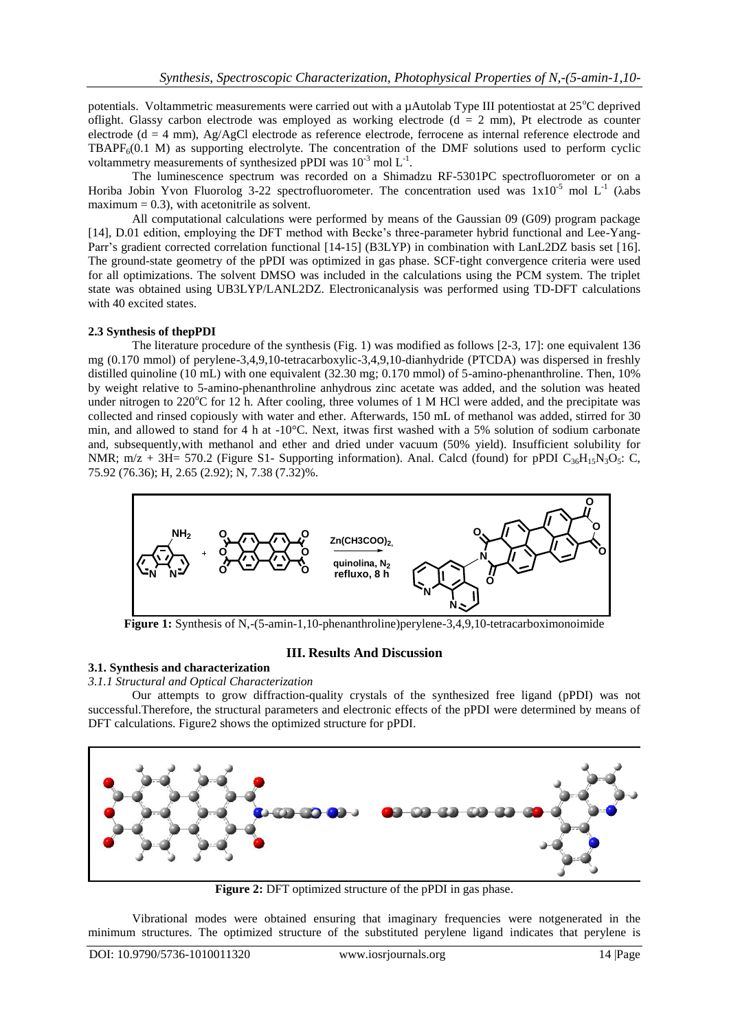potentials. Voltammetric measurements were carried out with a µAutolab Type III potentiostat at 25°C deprived oflight. Glassy carbon electrode was employed as working electrode (d = 2 mm), Pt electrode as counter electrode (d = 4 mm), Ag/AgCl electrode as reference electrode, ferrocene as internal reference electrode and $TBAPF_6$(0.1 M) as supporting electrolyte. The concentration of the DMF solutions used to perform cyclic voltammetry measurements of synthesized pPDI was $10^{-3}$ mol $L^{-1}$.

The luminescence spectrum was recorded on a Shimadzu RF-5301PC spectrofluorometer or on a Horiba Jobin Yvon Fluorolog 3-22 spectrofluorometer. The concentration used was $1x10^{-5}$ mol $L^{-1}$ (λabs maximum = 0.3), with acetonitrile as solvent.

All computational calculations were performed by means of the Gaussian 09 (G09) program package [14], D.01 edition, employing the DFT method with Becke's three-parameter hybrid functional and Lee-Yang-Parr's gradient corrected correlation functional [14-15] (B3LYP) in combination with LanL2DZ basis set [16]. The ground-state geometry of the pPDI was optimized in gas phase. SCF-tight convergence criteria were used for all optimizations. The solvent DMSO was included in the calculations using the PCM system. The triplet state was obtained using UB3LYP/LANL2DZ. Electronicanalysis was performed using TD-DFT calculations with 40 excited states.

**2.3 Synthesis of thepPDI**

The literature procedure of the synthesis (Fig. 1) was modified as follows [2-3, 17]: one equivalent 136 mg (0.170 mmol) of perylene-3,4,9,10-tetracarboxylic-3,4,9,10-dianhydride (PTCDA) was dispersed in freshly distilled quinoline (10 mL) with one equivalent (32.30 mg; 0.170 mmol) of 5-amino-phenanthroline. Then, 10% by weight relative to 5-amino-phenanthroline anhydrous zinc acetate was added, and the solution was heated under nitrogen to 220°C for 12 h. After cooling, three volumes of 1 M HCl were added, and the precipitate was collected and rinsed copiously with water and ether. Afterwards, 150 mL of methanol was added, stirred for 30 min, and allowed to stand for 4 h at -10°C. Next, itwas first washed with a 5% solution of sodium carbonate and, subsequently,with methanol and ether and dried under vacuum (50% yield). Insufficient solubility for NMR; m/z + 3H= 570.2 (Figure S1- Supporting information). Anal. Calcd (found) for pPDI $C_{36}H_{15}N_3O_5$: C, 75.92 (76.36); H, 2.65 (2.92); N, 7.38 (7.32)%.

**Figure 1:** Synthesis of N,-(5-amin-1,10-phenanthroline)perylene-3,4,9,10-tetracarboximonoimide

## III. Results And Discussion

### 3.1. Synthesis and characterization

*3.1.1 Structural and Optical Characterization*

Our attempts to grow diffraction-quality crystals of the synthesized free ligand (pPDI) was not successful.Therefore, the structural parameters and electronic effects of the pPDI were determined by means of DFT calculations. Figure2 shows the optimized structure for pPDI.

**Figure 2:** DFT optimized structure of the pPDI in gas phase.

Vibrational modes were obtained ensuring that imaginary frequencies were notgenerated in the minimum structures. The optimized structure of the substituted perylene ligand indicates that perylene is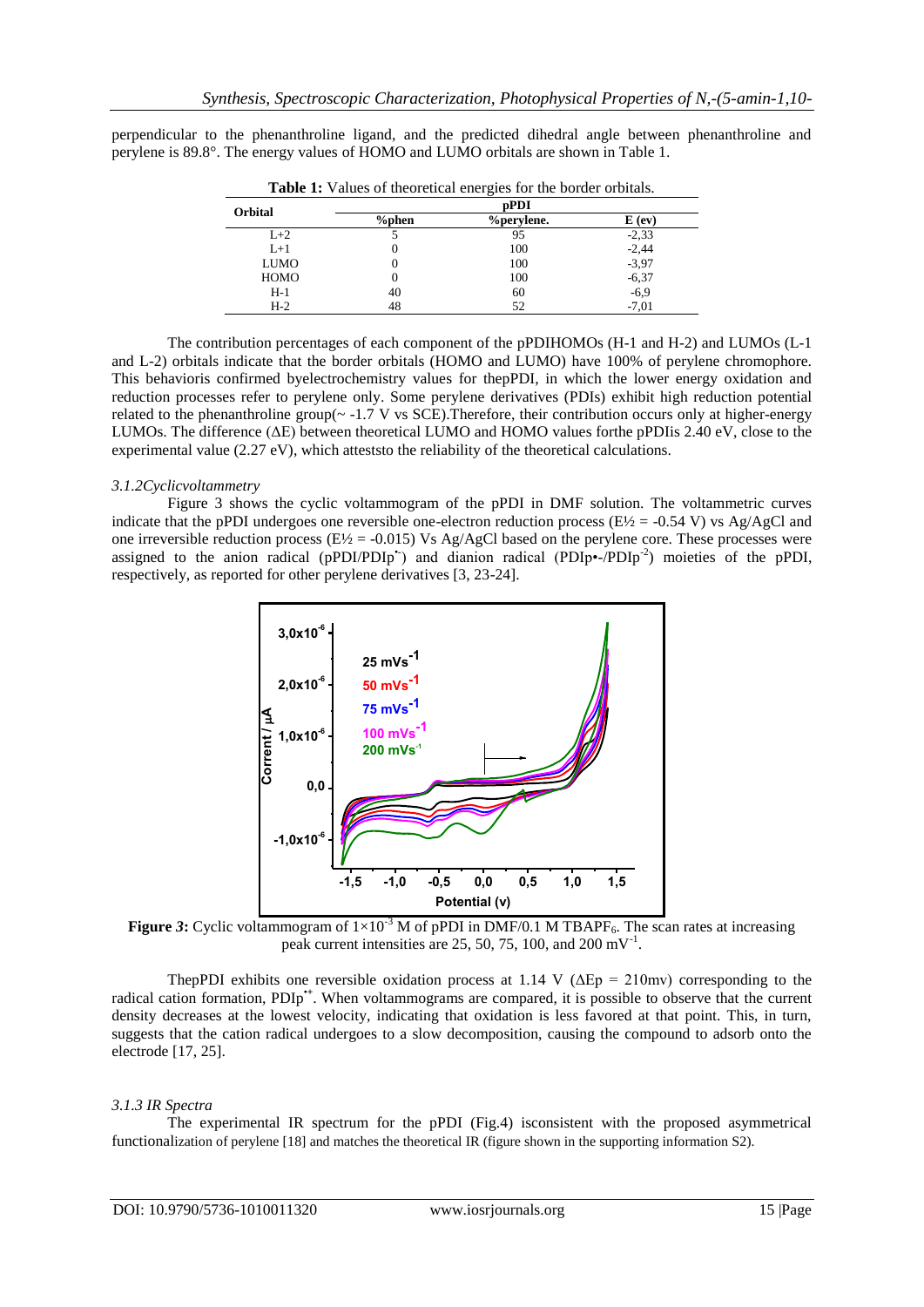perpendicular to the phenanthroline ligand, and the predicted dihedral angle between phenanthroline and perylene is 89.8°. The energy values of HOMO and LUMO orbitals are shown in Table 1.

**Table 1:** Values of theoretical energies for the border orbitals.

| Orbital | pPDI | | |
|---|---|---|---|
| | %phen | %perylene. | E (ev) |
| L+2 | 5 | 95 | -2,33 |
| L+1 | 0 | 100 | -2,44 |
| LUMO | 0 | 100 | -3,97 |
| HOMO | 0 | 100 | -6,37 |
| H-1 | 40 | 60 | -6,9 |
| H-2 | 48 | 52 | -7,01 |

The contribution percentages of each component of the pPDIHOMOs (H-1 and H-2) and LUMOs (L-1 and L-2) orbitals indicate that the border orbitals (HOMO and LUMO) have 100% of perylene chromophore. This behavioris confirmed byelectrochemistry values for thepPDI, in which the lower energy oxidation and reduction processes refer to perylene only. Some perylene derivatives (PDIs) exhibit high reduction potential related to the phenanthroline group(~ -1.7 V vs SCE).Therefore, their contribution occurs only at higher-energy LUMOs. The difference (ΔE) between theoretical LUMO and HOMO values forthe pPDIis 2.40 eV, close to the experimental value (2.27 eV), which atteststo the reliability of the theoretical calculations.

### *3.1.2Cyclicvoltammetry*

Figure 3 shows the cyclic voltammogram of the pPDI in DMF solution. The voltammetric curves indicate that the pPDI undergoes one reversible one-electron reduction process ($E½$ = -0.54 V) vs Ag/AgCl and one irreversible reduction process ($E½$ = -0.015) Vs Ag/AgCl based on the perylene core. These processes were assigned to the anion radical (pPDI/PDIp$^{•-}$) and dianion radical (PDIp•-/PDIp$^{-2}$) moieties of the pPDI, respectively, as reported for other perylene derivatives [3, 23-24].

**Figure 3:** Cyclic voltammogram of $1\times10^{-3}$ M of pPDI in DMF/0.1 M TBAPF$_6$. The scan rates at increasing peak current intensities are 25, 50, 75, 100, and 200 mV$^{-1}$.

ThepPDI exhibits one reversible oxidation process at 1.14 V (ΔEp = 210mv) corresponding to the radical cation formation, PDIp$^{•+}$. When voltammograms are compared, it is possible to observe that the current density decreases at the lowest velocity, indicating that oxidation is less favored at that point. This, in turn, suggests that the cation radical undergoes to a slow decomposition, causing the compound to adsorb onto the electrode [17, 25].

### *3.1.3 IR Spectra*

The experimental IR spectrum for the pPDI (Fig.4) isconsistent with the proposed asymmetrical functionalization of perylene [18] and matches the theoretical IR (figure shown in the supporting information S2).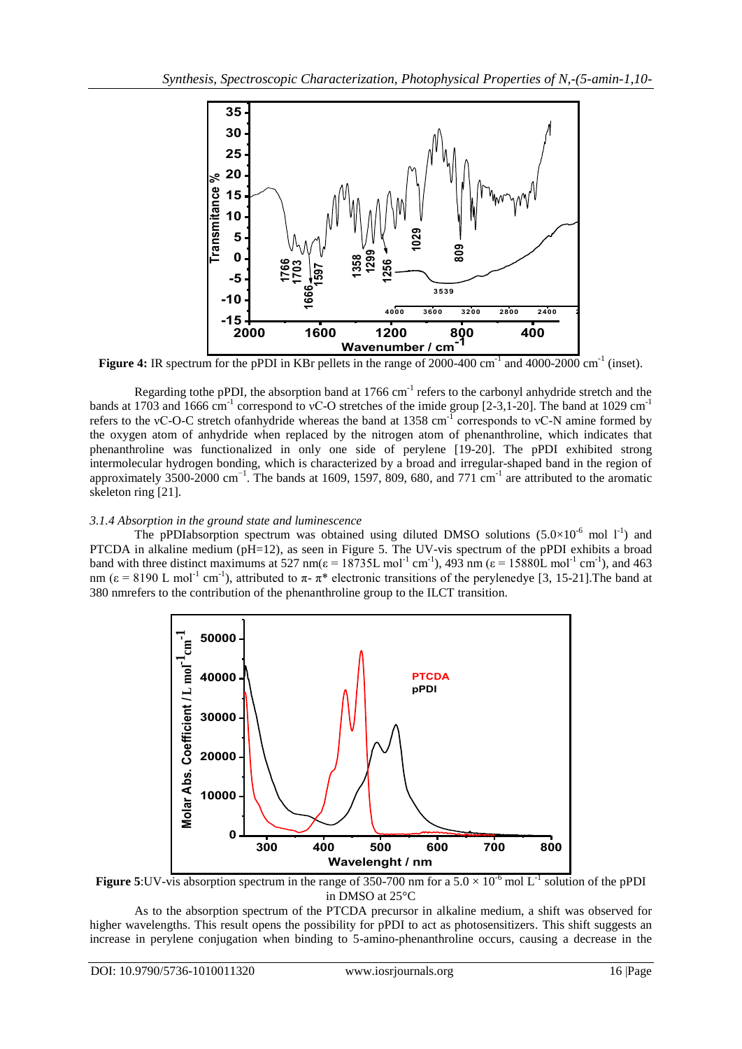**Figure 4:** IR spectrum for the pPDI in KBr pellets in the range of 2000-400 cm$^{-1}$ and 4000-2000 cm$^{-1}$ (inset).

Regarding tothe pPDI, the absorption band at 1766 cm$^{-1}$ refers to the carbonyl anhydride stretch and the bands at 1703 and 1666 cm$^{-1}$ correspond to νC-O stretches of the imide group [2-3,1-20]. The band at 1029 cm$^{-1}$ refers to the νC-O-C stretch ofanhydride whereas the band at 1358 cm$^{-1}$ corresponds to νC-N amine formed by the oxygen atom of anhydride when replaced by the nitrogen atom of phenanthroline, which indicates that phenanthroline was functionalized in only one side of perylene [19-20]. The pPDI exhibited strong intermolecular hydrogen bonding, which is characterized by a broad and irregular-shaped band in the region of approximately 3500-2000 cm$^{-1}$. The bands at 1609, 1597, 809, 680, and 771 cm$^{-1}$ are attributed to the aromatic skeleton ring [21].

### *3.1.4 Absorption in the ground state and luminescence*

The pPDIabsorption spectrum was obtained using diluted DMSO solutions ($5.0\times10^{-6}$ mol l$^{-1}$) and PTCDA in alkaline medium (pH=12), as seen in Figure 5. The UV-vis spectrum of the pPDI exhibits a broad band with three distinct maximums at 527 nm($\varepsilon$ = 18735L mol$^{-1}$ cm$^{-1}$), 493 nm ($\varepsilon$ = 15880L mol$^{-1}$ cm$^{-1}$), and 463 nm ($\varepsilon$ = 8190 L mol$^{-1}$ cm$^{-1}$), attributed to $\pi$- $\pi$* electronic transitions of the perylenedye [3, 15-21].The band at 380 nmrefers to the contribution of the phenanthroline group to the ILCT transition.

**Figure 5**:UV-vis absorption spectrum in the range of 350-700 nm for a $5.0 \times 10^{-6}$ mol L$^{-1}$ solution of the pPDI in DMSO at 25°C

As to the absorption spectrum of the PTCDA precursor in alkaline medium, a shift was observed for higher wavelengths. This result opens the possibility for pPDI to act as photosensitizers. This shift suggests an increase in perylene conjugation when binding to 5-amino-phenanthroline occurs, causing a decrease in the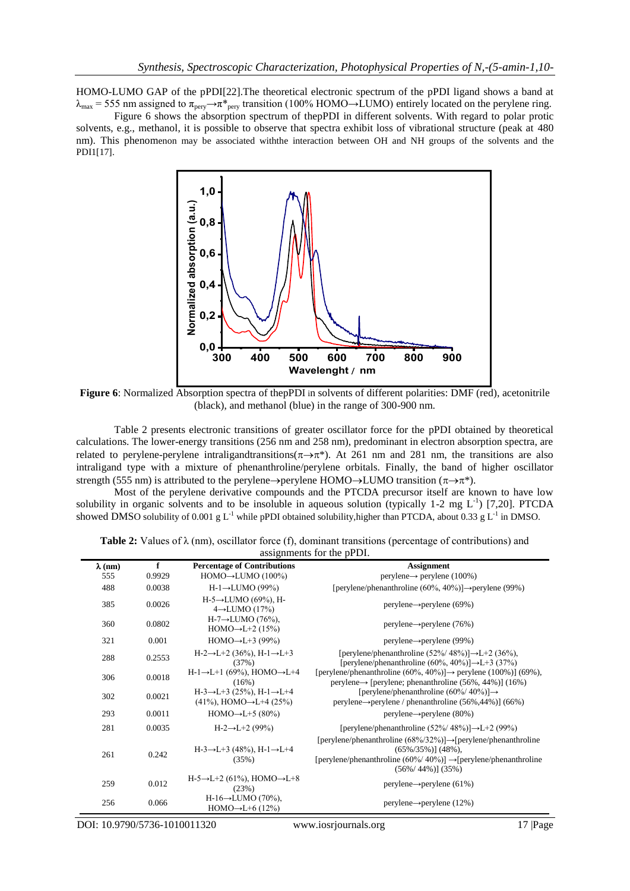HOMO-LUMO GAP of the pPDI[22].The theoretical electronic spectrum of the pPDI ligand shows a band at $\lambda_{max}$ = 555 nm assigned to $\pi_{pery} \rightarrow \pi^*_{pery}$ transition (100% HOMO→LUMO) entirely located on the perylene ring.

Figure 6 shows the absorption spectrum of thepPDI in different solvents. With regard to polar protic solvents, e.g., methanol, it is possible to observe that spectra exhibit loss of vibrational structure (peak at 480 nm). This phenomenon may be associated withthe interaction between OH and NH groups of the solvents and the PDI1[17].

**Figure 6**: Normalized Absorption spectra of thepPDI in solvents of different polarities: DMF (red), acetonitrile (black), and methanol (blue) in the range of 300-900 nm.

Table 2 presents electronic transitions of greater oscillator force for the pPDI obtained by theoretical calculations. The lower-energy transitions (256 nm and 258 nm), predominant in electron absorption spectra, are related to perylene-perylene intraligandtransitions($\pi \rightarrow \pi^*$). At 261 nm and 281 nm, the transitions are also intraligand type with a mixture of phenanthroline/perylene orbitals. Finally, the band of higher oscillator strength (555 nm) is attributed to the perylene→perylene HOMO→LUMO transition ($\pi \rightarrow \pi^*$).

Most of the perylene derivative compounds and the PTCDA precursor itself are known to have low solubility in organic solvents and to be insoluble in aqueous solution (typically 1-2 mg $L^{-1}$) [7,20]. PTCDA showed DMSO solubility of 0.001 g $L^{-1}$ while pPDI obtained solubility,higher than PTCDA, about 0.33 g $L^{-1}$ in DMSO.

**Table 2:** Values of λ (nm), oscillator force (f), dominant transitions (percentage of contributions) and assignments for the pPDI.

| λ (nm) | f | Percentage of Contributions | Assignment |
|---|---|---|---|
| 555 | 0.9929 | HOMO→LUMO (100%) | perylene→ perylene (100%) |
| 488 | 0.0038 | H-1→LUMO (99%) | [perylene/phenanthroline (60%, 40%)]→perylene (99%) |
| 385 | 0.0026 | H-5→LUMO (69%), H-4→LUMO (17%) | perylene→perylene (69%) |
| 360 | 0.0802 | H-7→LUMO (76%), HOMO→L+2 (15%) | perylene→perylene (76%) |
| 321 | 0.001 | HOMO→L+3 (99%) | perylene→perylene (99%) |
| 288 | 0.2553 | H-2→L+2 (36%), H-1→L+3 (37%) | [perylene/phenanthroline (52%/ 48%)]→L+2 (36%), [perylene/phenanthroline (60%, 40%)]→L+3 (37%) |
| 306 | 0.0018 | H-1→L+1 (69%), HOMO→L+4 (16%) | [perylene/phenanthroline (60%, 40%)]→ perylene (100%)] (69%), perylene→ [perylene; phenanthroline (56%, 44%)] (16%) |
| 302 | 0.0021 | H-3→L+3 (25%), H-1→L+4 (41%), HOMO→L+4 (25%) | [perylene/phenanthroline (60%/ 40%)]→ perylene→perylene / phenanthroline (56%,44%)] (66%) |
| 293 | 0.0011 | HOMO→L+5 (80%) | perylene→perylene (80%) |
| 281 | 0.0035 | H-2→L+2 (99%) | [perylene/phenanthroline (52%/ 48%)]→L+2 (99%) |
| 261 | 0.242 | H-3→L+3 (48%), H-1→L+4 (35%) | [perylene/phenanthroline (68%/32%)]→[perylene/phenanthroline (65%/35%)] (48%), [perylene/phenanthroline (60%/ 40%)] →[perylene/phenanthroline (56%/ 44%)] (35%) |
| 259 | 0.012 | H-5→L+2 (61%), HOMO→L+8 (23%) | perylene→perylene (61%) |
| 256 | 0.066 | H-16→LUMO (70%), HOMO→L+6 (12%) | perylene→perylene (12%) |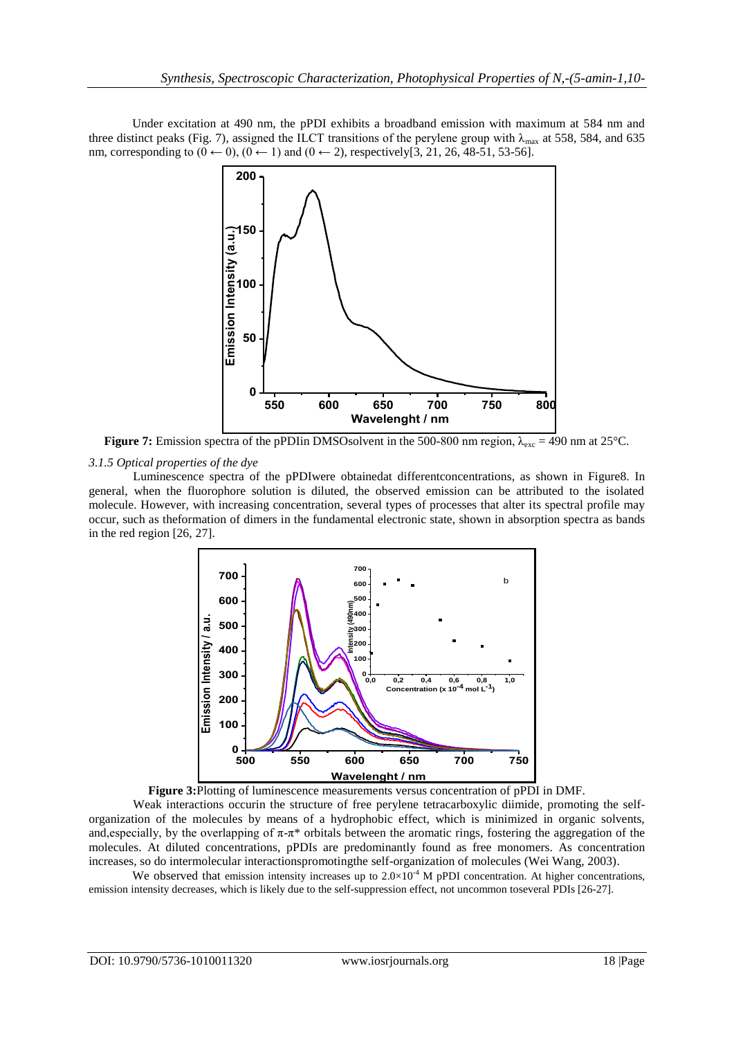Under excitation at 490 nm, the pPDI exhibits a broadband emission with maximum at 584 nm and three distinct peaks (Fig. 7), assigned the ILCT transitions of the perylene group with $\lambda_{max}$ at 558, 584, and 635 nm, corresponding to $(0 \leftarrow 0)$, $(0 \leftarrow 1)$ and $(0 \leftarrow 2)$, respectively[3, 21, 26, 48-51, 53-56].

**Figure 7:** Emission spectra of the pPDIin DMSOsolvent in the 500-800 nm region, $\lambda_{exc}$ = 490 nm at 25°C.

### *3.1.5 Optical properties of the dye*

Luminescence spectra of the pPDIwere obtainedat differentconcentrations, as shown in Figure8. In general, when the fluorophore solution is diluted, the observed emission can be attributed to the isolated molecule. However, with increasing concentration, several types of processes that alter its spectral profile may occur, such as theformation of dimers in the fundamental electronic state, shown in absorption spectra as bands in the red region [26, 27].

**Figure 3:**Plotting of luminescence measurements versus concentration of pPDI in DMF.

Weak interactions occurin the structure of free perylene tetracarboxylic diimide, promoting the self-organization of the molecules by means of a hydrophobic effect, which is minimized in organic solvents, and,especially, by the overlapping of π-π* orbitals between the aromatic rings, fostering the aggregation of the molecules. At diluted concentrations, pPDIs are predominantly found as free monomers. As concentration increases, so do intermolecular interactionspromotingthe self-organization of molecules (Wei Wang, 2003).

We observed that emission intensity increases up to $2.0 \times 10^{-4}$ M pPDI concentration. At higher concentrations, emission intensity decreases, which is likely due to the self-suppression effect, not uncommon toseveral PDIs [26-27].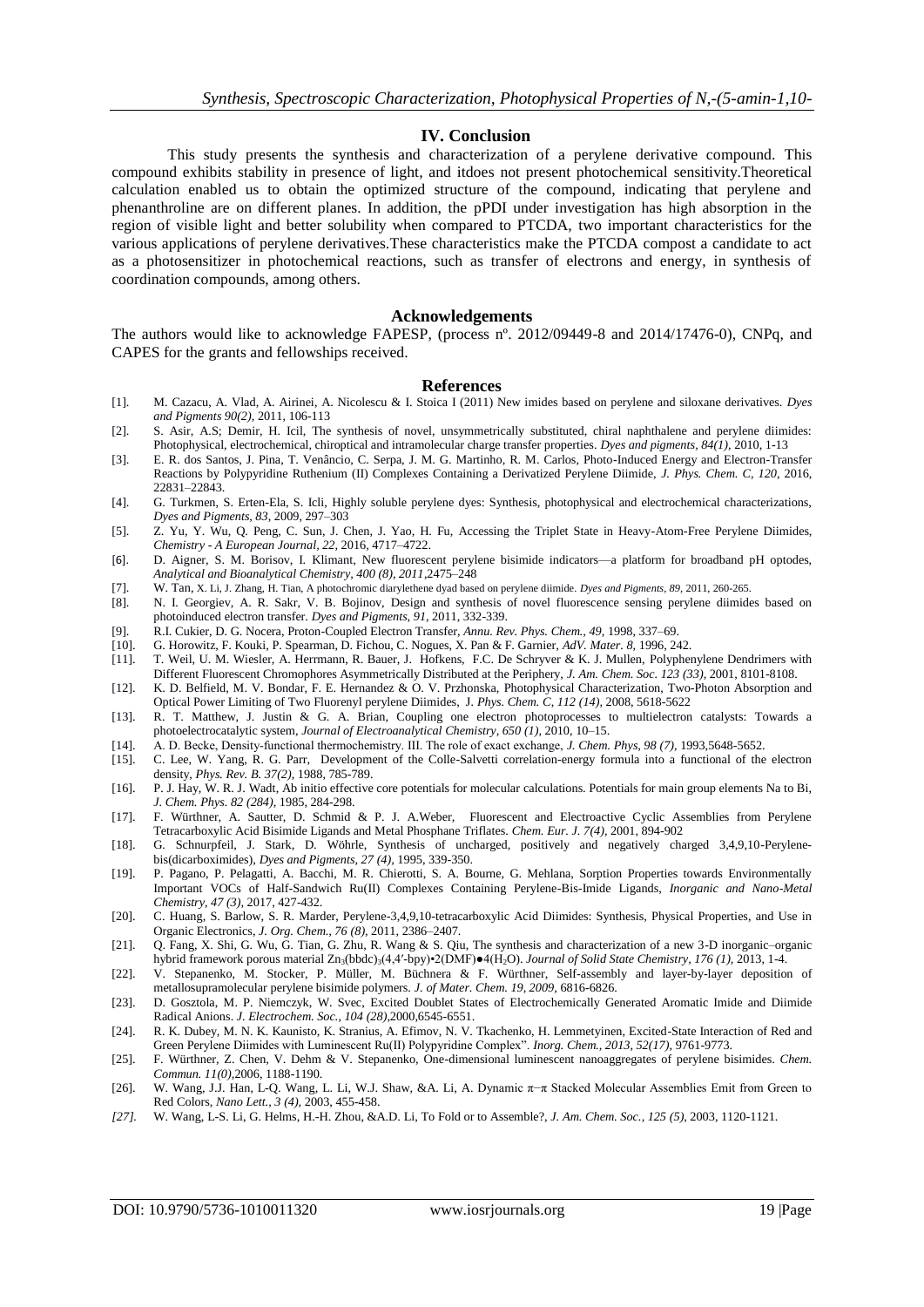## IV. Conclusion

This study presents the synthesis and characterization of a perylene derivative compound. This compound exhibits stability in presence of light, and itdoes not present photochemical sensitivity.Theoretical calculation enabled us to obtain the optimized structure of the compound, indicating that perylene and phenanthroline are on different planes. In addition, the pPDI under investigation has high absorption in the region of visible light and better solubility when compared to PTCDA, two important characteristics for the various applications of perylene derivatives.These characteristics make the PTCDA compost a candidate to act as a photosensitizer in photochemical reactions, such as transfer of electrons and energy, in synthesis of coordination compounds, among others.

## Acknowledgements

The authors would like to acknowledge FAPESP, (process nº. 2012/09449-8 and 2014/17476-0), CNPq, and CAPES for the grants and fellowships received.

## References

[1]. M. Cazacu, A. Vlad, A. Airinei, A. Nicolescu & I. Stoica I (2011) New imides based on perylene and siloxane derivatives. *Dyes and Pigments 90(2)*, 2011, 106-113

[2]. S. Asir, A.S; Demir, H. Icil, The synthesis of novel, unsymmetrically substituted, chiral naphthalene and perylene diimides: Photophysical, electrochemical, chiroptical and intramolecular charge transfer properties. *Dyes and pigments, 84(1)*, 2010, 1-13

[3]. E. R. dos Santos, J. Pina, T. Venâncio, C. Serpa, J. M. G. Martinho, R. M. Carlos, Photo-Induced Energy and Electron-Transfer Reactions by Polypyridine Ruthenium (II) Complexes Containing a Derivatized Perylene Diimide, *J. Phys. Chem. C, 120*, 2016, 22831–22843.

[4]. G. Turkmen, S. Erten-Ela, S. Icli, Highly soluble perylene dyes: Synthesis, photophysical and electrochemical characterizations, *Dyes and Pigments, 83*, 2009, 297–303

[5]. Z. Yu, Y. Wu, Q. Peng, C. Sun, J. Chen, J. Yao, H. Fu, Accessing the Triplet State in Heavy-Atom-Free Perylene Diimides, *Chemistry - A European Journal, 22*, 2016, 4717–4722.

[6]. D. Aigner, S. M. Borisov, I. Klimant, New fluorescent perylene bisimide indicators—a platform for broadband pH optodes, *Analytical and Bioanalytical Chemistry, 400 (8), 2011*,2475–248

[7]. W. Tan, X. Li, J. Zhang, H. Tian, A photochromic diarylethene dyad based on perylene diimide. *Dyes and Pigments, 89*, 2011, 260-265.

[8]. N. I. Georgiev, A. R. Sakr, V. B. Bojinov, Design and synthesis of novel fluorescence sensing perylene diimides based on photoinduced electron transfer. *Dyes and Pigments, 91*, 2011, 332-339.

[9]. R.I. Cukier, D. G. Nocera, Proton-Coupled Electron Transfer, *Annu. Rev. Phys. Chem., 49*, 1998, 337–69.

[10]. G. Horowitz, F. Kouki, P. Spearman, D. Fichou, C. Nogues, X. Pan & F. Garnier, *AdV. Mater. 8*, 1996, 242.

[11]. T. Weil, U. M. Wiesler, A. Herrmann, R. Bauer, J. Hofkens, F.C. De Schryver & K. J. Mullen, Polyphenylene Dendrimers with Different Fluorescent Chromophores Asymmetrically Distributed at the Periphery, *J. Am. Chem. Soc. 123 (33)*, 2001, 8101-8108.

[12]. K. D. Belfield, M. V. Bondar, F. E. Hernandez & O. V. Przhonska, Photophysical Characterization, Two-Photon Absorption and Optical Power Limiting of Two Fluorenyl perylene Diimides, J. *Phys. Chem. C, 112 (14)*, 2008, 5618-5622

[13]. R. T. Matthew, J. Justin & G. A. Brian, Coupling one electron photoprocesses to multielectron catalysts: Towards a photoelectrocatalytic system, *Journal of Electroanalytical Chemistry, 650 (1)*, 2010, 10–15.

[14]. A. D. Becke, Density-functional thermochemistry. III. The role of exact exchange, *J. Chem. Phys, 98 (7)*, 1993,5648-5652.

[15]. C. Lee, W. Yang, R. G. Parr, Development of the Colle-Salvetti correlation-energy formula into a functional of the electron density, *Phys. Rev. B. 37(2)*, 1988, 785-789.

[16]. P. J. Hay, W. R. J. Wadt, Ab initio effective core potentials for molecular calculations. Potentials for main group elements Na to Bi, *J. Chem. Phys. 82 (284)*, 1985, 284-298.

[17]. F. Würthner, A. Sautter, D. Schmid & P. J. A.Weber, Fluorescent and Electroactive Cyclic Assemblies from Perylene Tetracarboxylic Acid Bisimide Ligands and Metal Phosphane Triflates. *Chem. Eur. J. 7(4)*, 2001, 894-902

[18]. G. Schnurpfeil, J. Stark, D. Wöhrle, Synthesis of uncharged, positively and negatively charged 3,4,9,10-Perylene-bis(dicarboximides), *Dyes and Pigments, 27 (4)*, 1995, 339-350.

[19]. P. Pagano, P. Pelagatti, A. Bacchi, M. R. Chierotti, S. A. Bourne, G. Mehlana, Sorption Properties towards Environmentally Important VOCs of Half-Sandwich Ru(II) Complexes Containing Perylene-Bis-Imide Ligands, *Inorganic and Nano-Metal Chemistry, 47 (3)*, 2017, 427-432.

[20]. C. Huang, S. Barlow, S. R. Marder, Perylene-3,4,9,10-tetracarboxylic Acid Diimides: Synthesis, Physical Properties, and Use in Organic Electronics, *J. Org. Chem., 76 (8)*, 2011, 2386–2407.

[21]. Q. Fang, X. Shi, G. Wu, G. Tian, G. Zhu, R. Wang & S. Qiu, The synthesis and characterization of a new 3-D inorganic–organic hybrid framework porous material $Zn_3(bbdc)_3(4,4'\text{-bpy})\bullet 2(DMF)\bullet 4(H_2O)$. *Journal of Solid State Chemistry, 176 (1)*, 2013, 1-4.

[22]. V. Stepanenko, M. Stocker, P. Müller, M. Büchnera & F. Würthner, Self-assembly and layer-by-layer deposition of metallosupramolecular perylene bisimide polymers. *J. of Mater. Chem. 19, 2009*, 6816-6826.

[23]. D. Gosztola, M. P. Niemczyk, W. Svec, Excited Doublet States of Electrochemically Generated Aromatic Imide and Diimide Radical Anions. *J. Electrochem. Soc., 104 (28)*,2000,6545-6551.

[24]. R. K. Dubey, M. N. K. Kaunisto, K. Stranius, A. Efimov, N. V. Tkachenko, H. Lemmetyinen, Excited-State Interaction of Red and Green Perylene Diimides with Luminescent Ru(II) Polypyridine Complex". *Inorg. Chem., 2013, 52(17)*, 9761-9773.

[25]. F. Würthner, Z. Chen, V. Dehm & V. Stepanenko, One-dimensional luminescent nanoaggregates of perylene bisimides. *Chem. Commun. 11(0)*,2006, 1188-1190.

[26]. W. Wang, J.J. Han, L-Q. Wang, L. Li, W.J. Shaw, &A. Li, A. Dynamic π−π Stacked Molecular Assemblies Emit from Green to Red Colors, *Nano Lett., 3 (4)*, 2003, 455-458.

*[27].* W. Wang, L-S. Li, G. Helms, H.-H. Zhou, &A.D. Li, To Fold or to Assemble?, *J. Am. Chem. Soc., 125 (5)*, 2003, 1120-1121.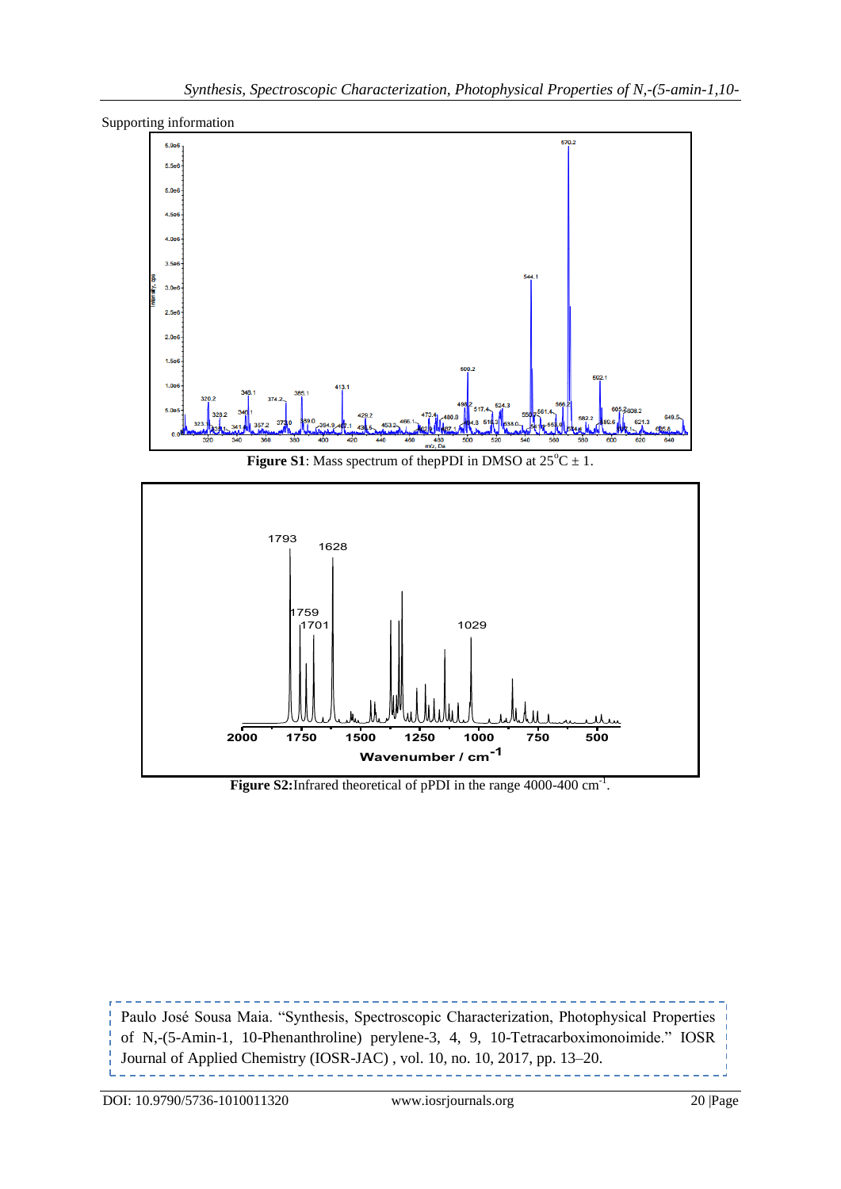Supporting information

5.0e6
5.5e6
5.0e6
4.5e6
4.0e6
3.5e6
3.0e6
2.5e6
2.0e6
1.5e6
1.0e6
5.0e5
0.0

Intensity, cps

570.2
544.1
592.1
500.2
413.1
348.1
385.1
374.2
320.2
329.2
346.1
323.1
341
357.2
373.0
389.0
429.2
473.4
480.8
498.2
517.4
524.3
550
561.4
566.2
582.2
605.2
608.2
621.3
640.5

320 340 360 380 400 420 440 460 480 500 520 540 560 580 600 620 640

m/z, Da

**Figure S1**: Mass spectrum of thepPDI in DMSO at $25^{o}C \pm 1$.

1793
1628
1759
1701
1029

2000 1750 1500 1250 1000 750 500

**Wavenumber / cm$^{-1}$**

**Figure S2:**Infrared theoretical of pPDI in the range 4000-400 cm$^{-1}$.

Paulo José Sousa Maia. "Synthesis, Spectroscopic Characterization, Photophysical Properties of N,-(5-Amin-1, 10-Phenanthroline) perylene-3, 4, 9, 10-Tetracarboximonoimide." IOSR Journal of Applied Chemistry (IOSR-JAC) , vol. 10, no. 10, 2017, pp. 13–20.